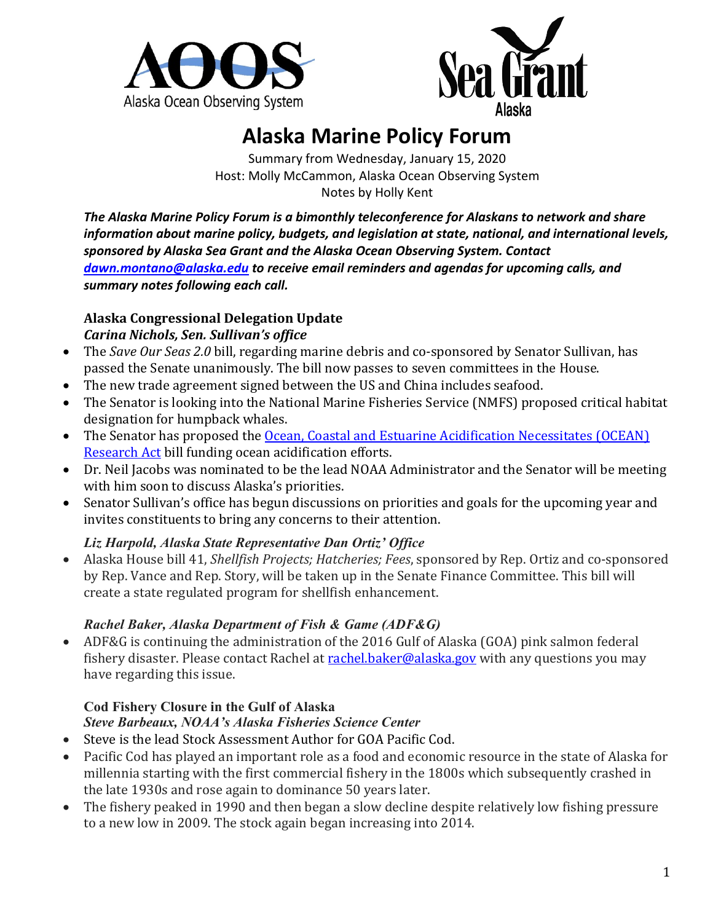# Alaska Marine Policy Forum

Summary from Wednesday, January 15, 2020
Host: Molly McCammon, Alaska Ocean Observing System
Notes by Holly Kent

***The Alaska Marine Policy Forum is a bimonthly teleconference for Alaskans to network and share information about marine policy, budgets, and legislation at state, national, and international levels, sponsored by Alaska Sea Grant and the Alaska Ocean Observing System. Contact [dawn.montano@alaska.edu](mailto:dawn.montano@alaska.edu) to receive email reminders and agendas for upcoming calls, and summary notes following each call.***

## Alaska Congressional Delegation Update

***Carina Nichols, Sen. Sullivan's office***

- The *Save Our Seas 2.0* bill, regarding marine debris and co-sponsored by Senator Sullivan, has passed the Senate unanimously. The bill now passes to seven committees in the House.
- The new trade agreement signed between the US and China includes seafood.
- The Senator is looking into the National Marine Fisheries Service (NMFS) proposed critical habitat designation for humpback whales.
- The Senator has proposed the [Ocean, Coastal and Estuarine Acidification Necessitates (OCEAN) Research Act]() bill funding ocean acidification efforts.
- Dr. Neil Jacobs was nominated to be the lead NOAA Administrator and the Senator will be meeting with him soon to discuss Alaska's priorities.
- Senator Sullivan's office has begun discussions on priorities and goals for the upcoming year and invites constituents to bring any concerns to their attention.

***Liz Harpold, Alaska State Representative Dan Ortiz' Office***

- Alaska House bill 41, *Shellfish Projects; Hatcheries; Fees*, sponsored by Rep. Ortiz and co-sponsored by Rep. Vance and Rep. Story, will be taken up in the Senate Finance Committee. This bill will create a state regulated program for shellfish enhancement.

***Rachel Baker, Alaska Department of Fish & Game (ADF&G)***

- ADF&G is continuing the administration of the 2016 Gulf of Alaska (GOA) pink salmon federal fishery disaster. Please contact Rachel at [rachel.baker@alaska.gov](mailto:rachel.baker@alaska.gov) with any questions you may have regarding this issue.

## Cod Fishery Closure in the Gulf of Alaska

***Steve Barbeaux, NOAA's Alaska Fisheries Science Center***

- Steve is the lead Stock Assessment Author for GOA Pacific Cod.
- Pacific Cod has played an important role as a food and economic resource in the state of Alaska for millennia starting with the first commercial fishery in the 1800s which subsequently crashed in the late 1930s and rose again to dominance 50 years later.
- The fishery peaked in 1990 and then began a slow decline despite relatively low fishing pressure to a new low in 2009. The stock again began increasing into 2014.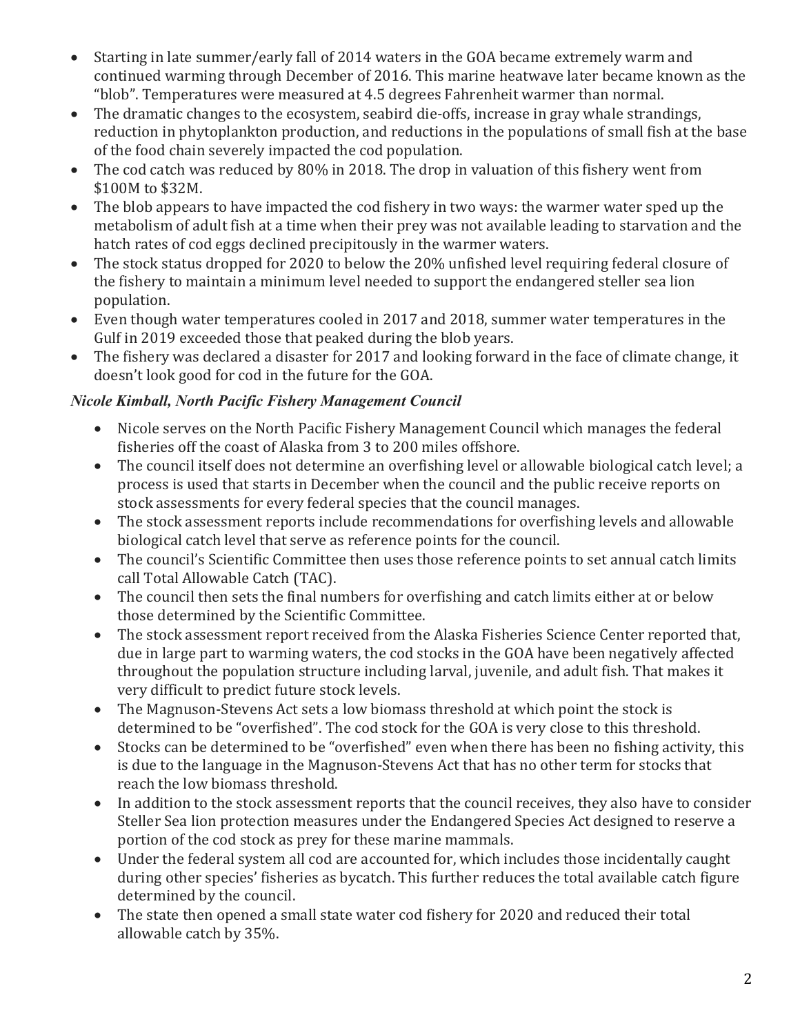- Starting in late summer/early fall of 2014 waters in the GOA became extremely warm and continued warming through December of 2016. This marine heatwave later became known as the "blob". Temperatures were measured at 4.5 degrees Fahrenheit warmer than normal.
- The dramatic changes to the ecosystem, seabird die-offs, increase in gray whale strandings, reduction in phytoplankton production, and reductions in the populations of small fish at the base of the food chain severely impacted the cod population.
- The cod catch was reduced by 80% in 2018. The drop in valuation of this fishery went from $100M to $32M.
- The blob appears to have impacted the cod fishery in two ways: the warmer water sped up the metabolism of adult fish at a time when their prey was not available leading to starvation and the hatch rates of cod eggs declined precipitously in the warmer waters.
- The stock status dropped for 2020 to below the 20% unfished level requiring federal closure of the fishery to maintain a minimum level needed to support the endangered steller sea lion population.
- Even though water temperatures cooled in 2017 and 2018, summer water temperatures in the Gulf in 2019 exceeded those that peaked during the blob years.
- The fishery was declared a disaster for 2017 and looking forward in the face of climate change, it doesn't look good for cod in the future for the GOA.

***Nicole Kimball, North Pacific Fishery Management Council***

- Nicole serves on the North Pacific Fishery Management Council which manages the federal fisheries off the coast of Alaska from 3 to 200 miles offshore.
- The council itself does not determine an overfishing level or allowable biological catch level; a process is used that starts in December when the council and the public receive reports on stock assessments for every federal species that the council manages.
- The stock assessment reports include recommendations for overfishing levels and allowable biological catch level that serve as reference points for the council.
- The council's Scientific Committee then uses those reference points to set annual catch limits call Total Allowable Catch (TAC).
- The council then sets the final numbers for overfishing and catch limits either at or below those determined by the Scientific Committee.
- The stock assessment report received from the Alaska Fisheries Science Center reported that, due in large part to warming waters, the cod stocks in the GOA have been negatively affected throughout the population structure including larval, juvenile, and adult fish. That makes it very difficult to predict future stock levels.
- The Magnuson-Stevens Act sets a low biomass threshold at which point the stock is determined to be "overfished". The cod stock for the GOA is very close to this threshold.
- Stocks can be determined to be "overfished" even when there has been no fishing activity, this is due to the language in the Magnuson-Stevens Act that has no other term for stocks that reach the low biomass threshold.
- In addition to the stock assessment reports that the council receives, they also have to consider Steller Sea lion protection measures under the Endangered Species Act designed to reserve a portion of the cod stock as prey for these marine mammals.
- Under the federal system all cod are accounted for, which includes those incidentally caught during other species' fisheries as bycatch. This further reduces the total available catch figure determined by the council.
- The state then opened a small state water cod fishery for 2020 and reduced their total allowable catch by 35%.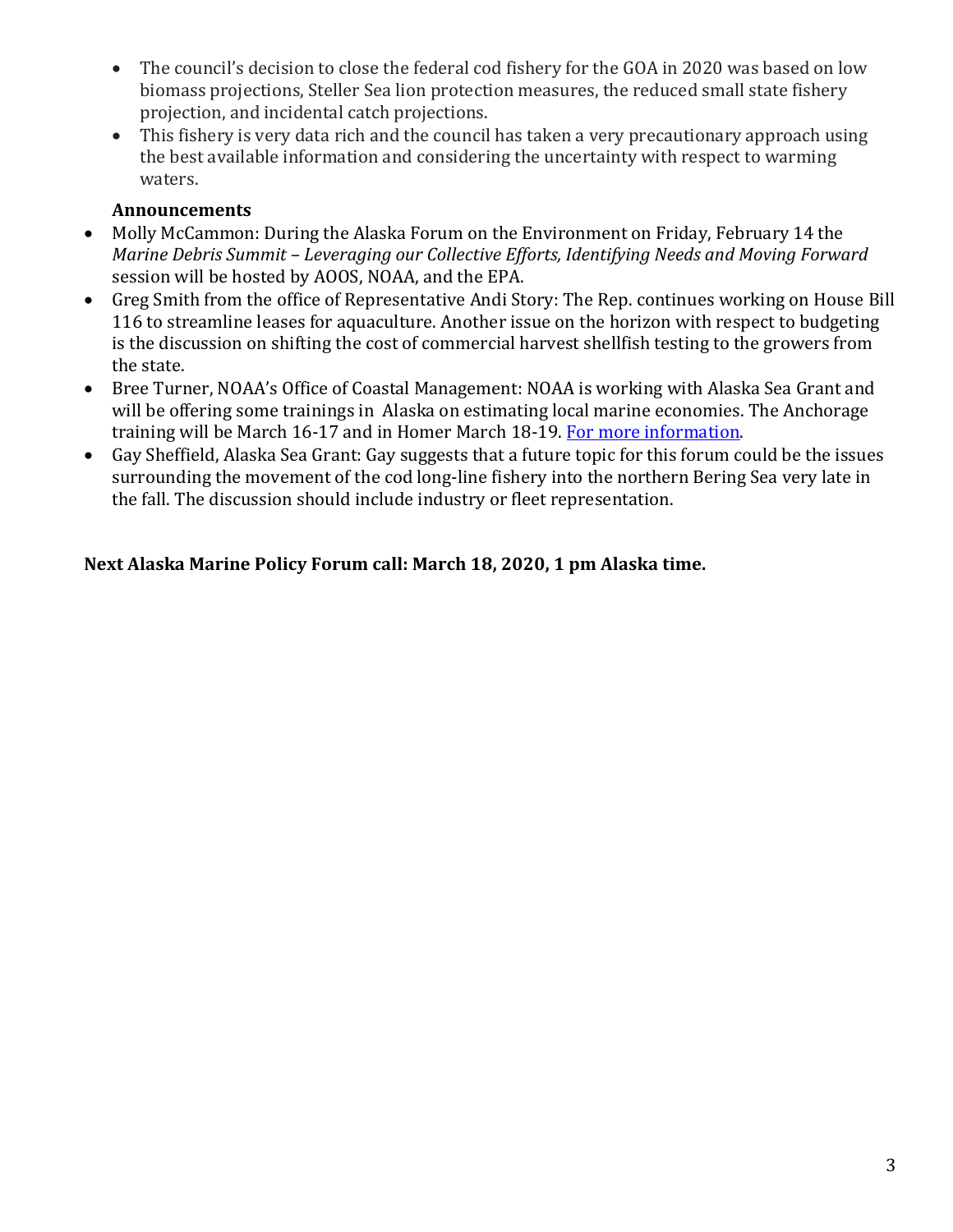- The council's decision to close the federal cod fishery for the GOA in 2020 was based on low biomass projections, Steller Sea lion protection measures, the reduced small state fishery projection, and incidental catch projections.
- This fishery is very data rich and the council has taken a very precautionary approach using the best available information and considering the uncertainty with respect to warming waters.

### Announcements

- Molly McCammon: During the Alaska Forum on the Environment on Friday, February 14 the *Marine Debris Summit – Leveraging our Collective Efforts, Identifying Needs and Moving Forward* session will be hosted by AOOS, NOAA, and the EPA.
- Greg Smith from the office of Representative Andi Story: The Rep. continues working on House Bill 116 to streamline leases for aquaculture. Another issue on the horizon with respect to budgeting is the discussion on shifting the cost of commercial harvest shellfish testing to the growers from the state.
- Bree Turner, NOAA's Office of Coastal Management: NOAA is working with Alaska Sea Grant and will be offering some trainings in Alaska on estimating local marine economies. The Anchorage training will be March 16-17 and in Homer March 18-19. For more information.
- Gay Sheffield, Alaska Sea Grant: Gay suggests that a future topic for this forum could be the issues surrounding the movement of the cod long-line fishery into the northern Bering Sea very late in the fall. The discussion should include industry or fleet representation.

**Next Alaska Marine Policy Forum call: March 18, 2020, 1 pm Alaska time.**